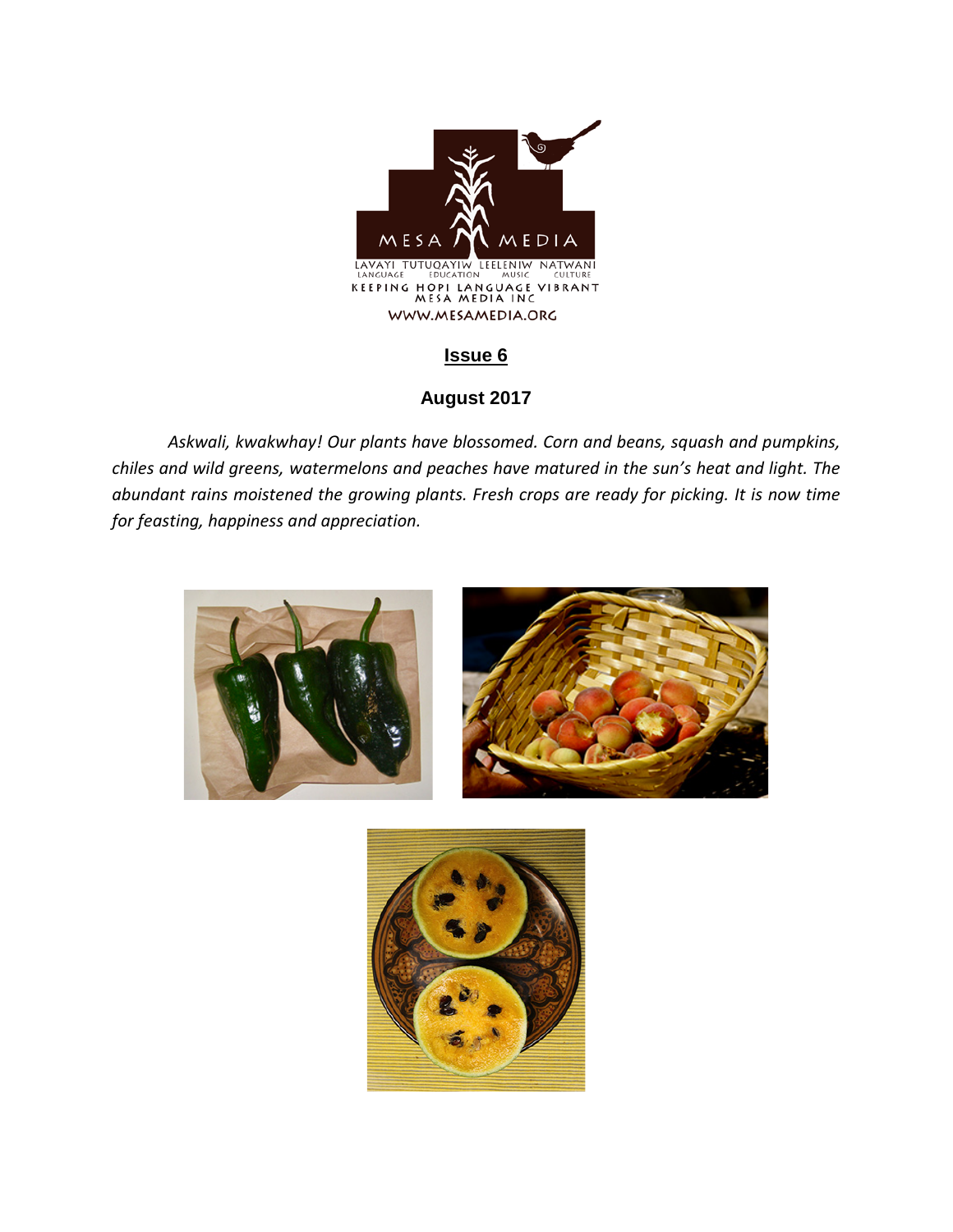MESA MEDIA

LAVAYI TUTUQAYIW LEELENIW NATWANI
LANGUAGE EDUCATION MUSIC CULTURE

KEEPING HOPI LANGUAGE VIBRANT
MESA MEDIA INC

WWW.MESAMEDIA.ORG

## Issue 6

### August 2017

*Askwali, kwakwhay! Our plants have blossomed. Corn and beans, squash and pumpkins, chiles and wild greens, watermelons and peaches have matured in the sun's heat and light. The abundant rains moistened the growing plants. Fresh crops are ready for picking. It is now time for feasting, happiness and appreciation.*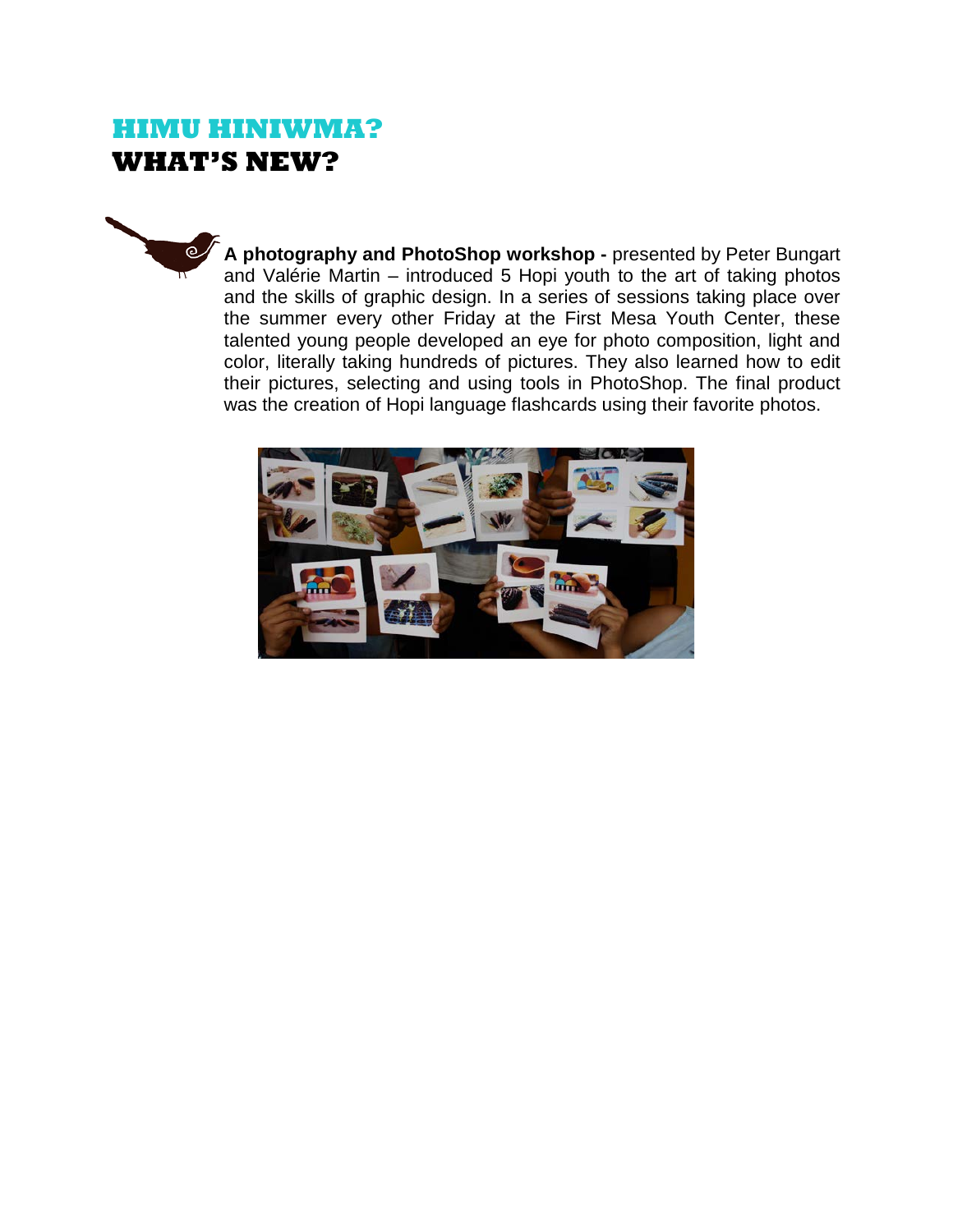# HIMU HINIWMA?
# WHAT'S NEW?

**A photography and PhotoShop workshop -** presented by Peter Bungart and Valérie Martin – introduced 5 Hopi youth to the art of taking photos and the skills of graphic design. In a series of sessions taking place over the summer every other Friday at the First Mesa Youth Center, these talented young people developed an eye for photo composition, light and color, literally taking hundreds of pictures. They also learned how to edit their pictures, selecting and using tools in PhotoShop. The final product was the creation of Hopi language flashcards using their favorite photos.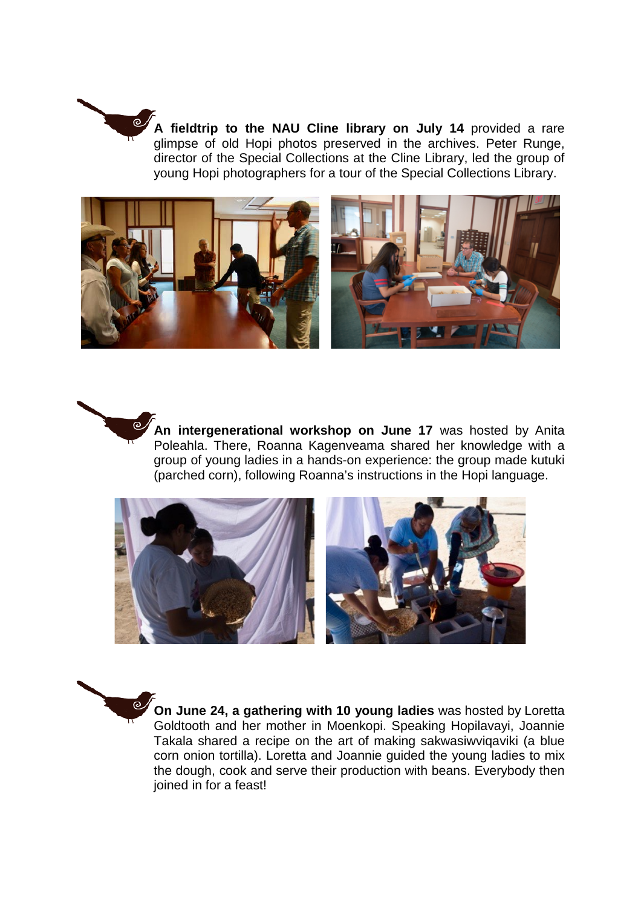**A fieldtrip to the NAU Cline library on July 14** provided a rare glimpse of old Hopi photos preserved in the archives. Peter Runge, director of the Special Collections at the Cline Library, led the group of young Hopi photographers for a tour of the Special Collections Library.

**An intergenerational workshop on June 17** was hosted by Anita Poleahla. There, Roanna Kagenveama shared her knowledge with a group of young ladies in a hands-on experience: the group made kutuki (parched corn), following Roanna's instructions in the Hopi language.

**On June 24, a gathering with 10 young ladies** was hosted by Loretta Goldtooth and her mother in Moenkopi. Speaking Hopilavayi, Joannie Takala shared a recipe on the art of making sakwasiwviqaviki (a blue corn onion tortilla). Loretta and Joannie guided the young ladies to mix the dough, cook and serve their production with beans. Everybody then joined in for a feast!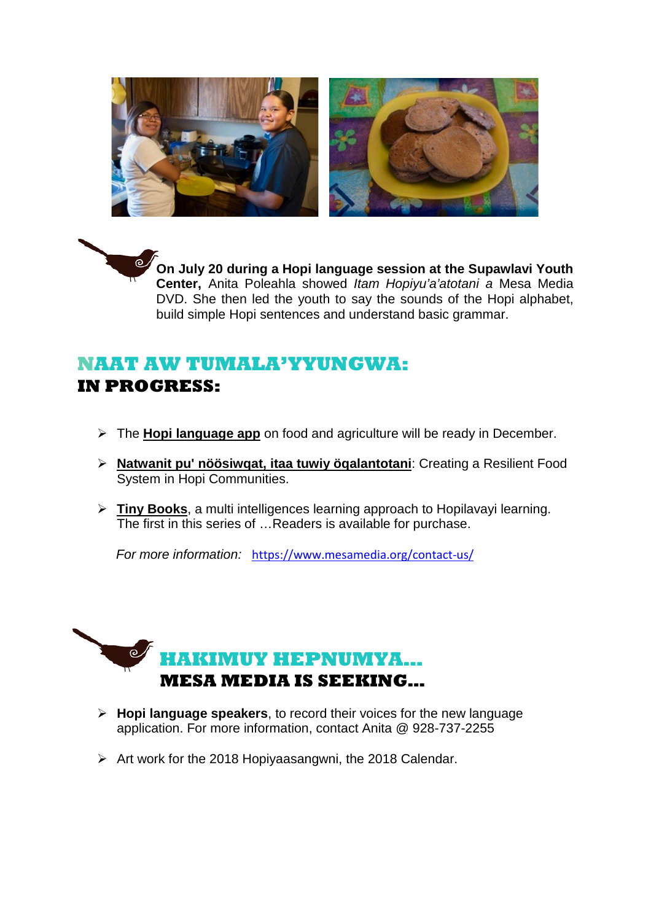**On July 20 during a Hopi language session at the Supawlavi Youth Center,** Anita Poleahla showed *Itam Hopiyu'a'atotani a* Mesa Media DVD. She then led the youth to say the sounds of the Hopi alphabet, build simple Hopi sentences and understand basic grammar.

## NAAT AW TUMALA'YYUNGWA:
## IN PROGRESS:

- The **Hopi language app** on food and agriculture will be ready in December.
- **Natwanit pu' nöösiwqat, itaa tuwiy öqalantotani**: Creating a Resilient Food System in Hopi Communities.
- **Tiny Books**, a multi intelligences learning approach to Hopilavayi learning. The first in this series of …Readers is available for purchase.

*For more information:* https://www.mesamedia.org/contact-us/

## HAKIMUY HEPNUMYA…
## MESA MEDIA IS SEEKING…

- **Hopi language speakers**, to record their voices for the new language application. For more information, contact Anita @ 928-737-2255
- Art work for the 2018 Hopiyaasangwni, the 2018 Calendar.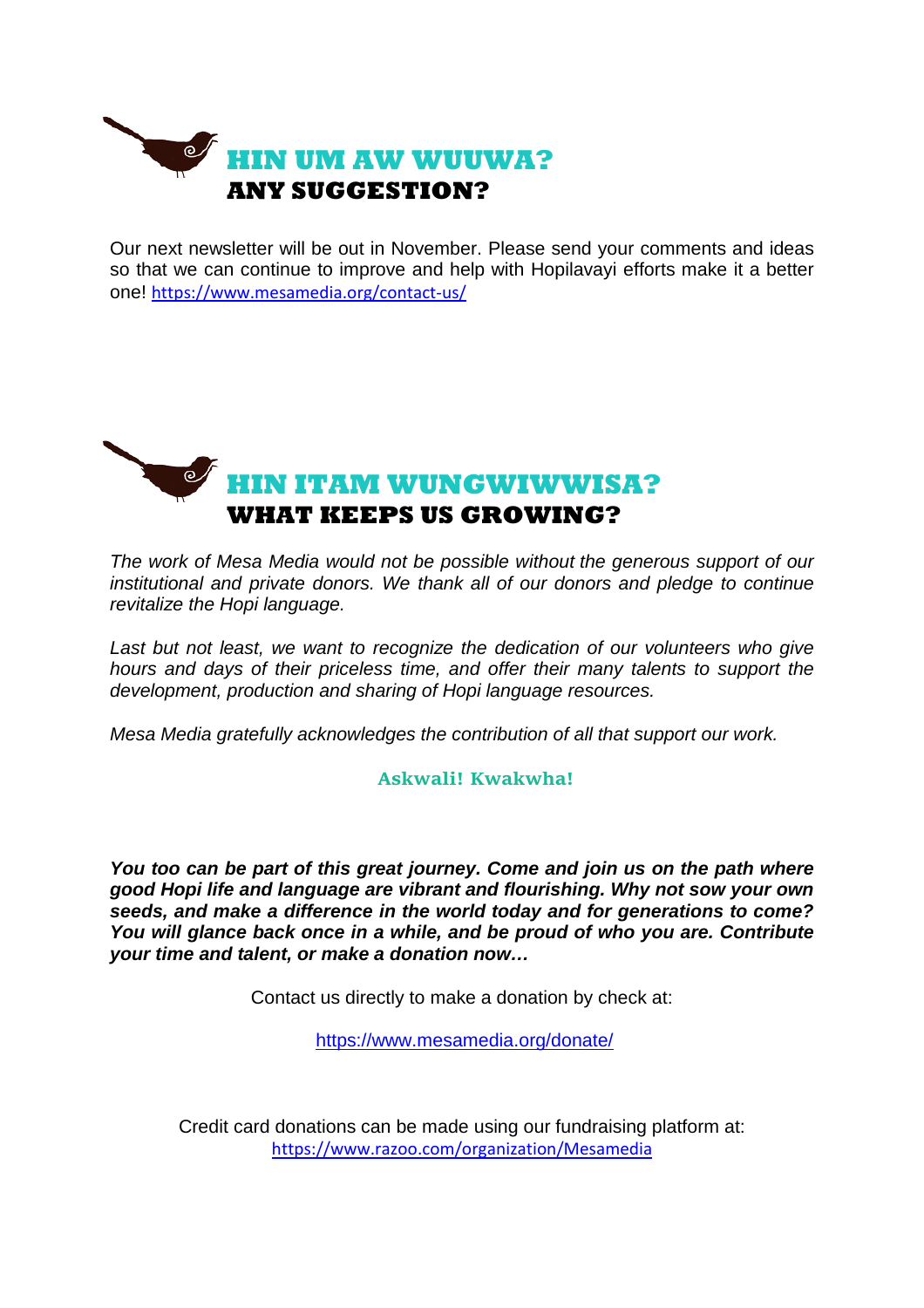## HIN UM AW WUUWA?
## ANY SUGGESTION?

Our next newsletter will be out in November. Please send your comments and ideas so that we can continue to improve and help with Hopilavayi efforts make it a better one! https://www.mesamedia.org/contact-us/

## HIN ITAM WUNGWIWWISA?
## WHAT KEEPS US GROWING?

*The work of Mesa Media would not be possible without the generous support of our institutional and private donors. We thank all of our donors and pledge to continue revitalize the Hopi language.*

*Last but not least, we want to recognize the dedication of our volunteers who give hours and days of their priceless time, and offer their many talents to support the development, production and sharing of Hopi language resources.*

*Mesa Media gratefully acknowledges the contribution of all that support our work.*

**Askwali! Kwakwha!**

***You too can be part of this great journey. Come and join us on the path where good Hopi life and language are vibrant and flourishing. Why not sow your own seeds, and make a difference in the world today and for generations to come? You will glance back once in a while, and be proud of who you are. Contribute your time and talent, or make a donation now…***

Contact us directly to make a donation by check at:

https://www.mesamedia.org/donate/

Credit card donations can be made using our fundraising platform at:
https://www.razoo.com/organization/Mesamedia